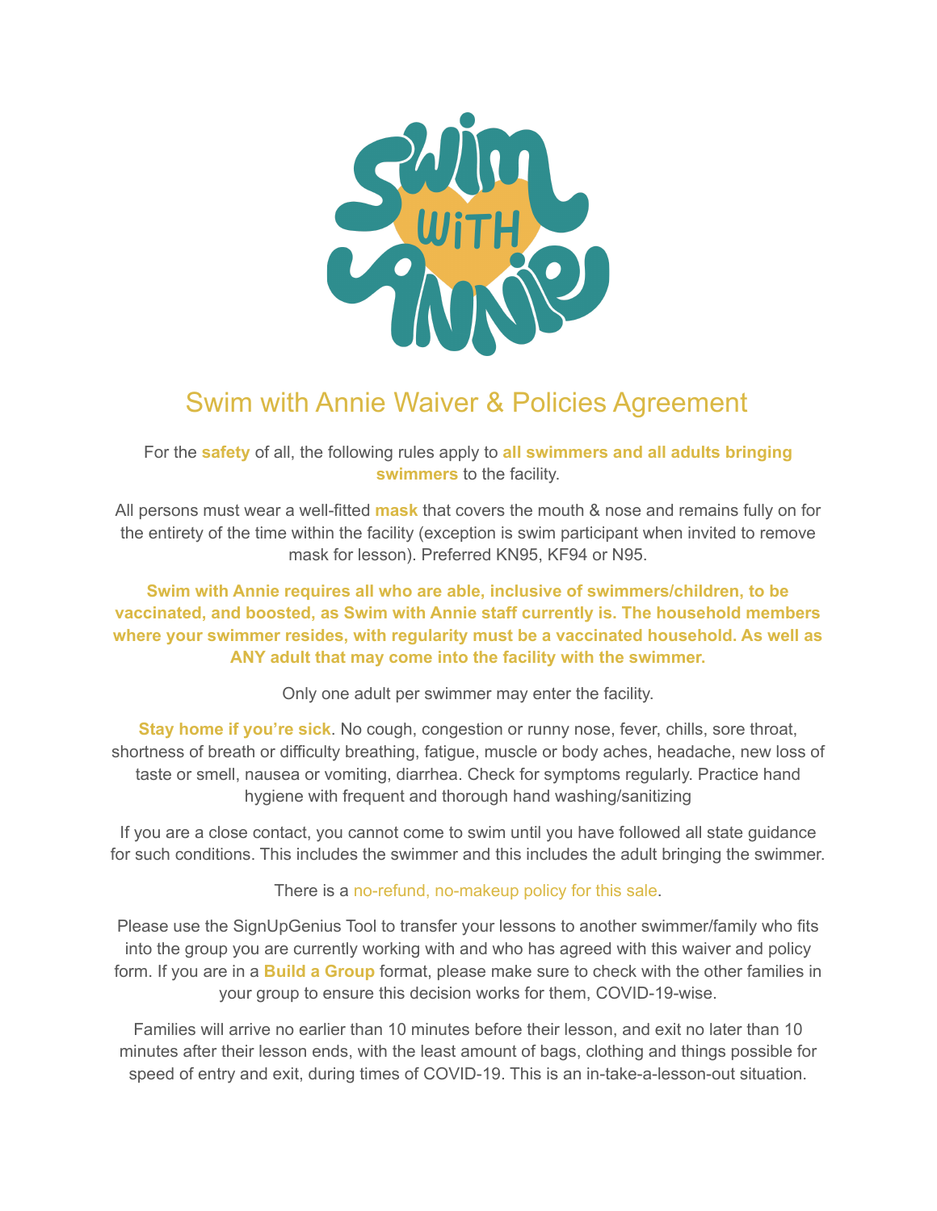# Swim with Annie Waiver & Policies Agreement

For the **safety** of all, the following rules apply to **all swimmers and all adults bringing swimmers** to the facility.

All persons must wear a well-fitted **mask** that covers the mouth & nose and remains fully on for the entirety of the time within the facility (exception is swim participant when invited to remove mask for lesson). Preferred KN95, KF94 or N95.

**Swim with Annie requires all who are able, inclusive of swimmers/children, to be vaccinated, and boosted, as Swim with Annie staff currently is. The household members where your swimmer resides, with regularity must be a vaccinated household. As well as ANY adult that may come into the facility with the swimmer.**

Only one adult per swimmer may enter the facility.

**Stay home if you're sick**. No cough, congestion or runny nose, fever, chills, sore throat, shortness of breath or difficulty breathing, fatigue, muscle or body aches, headache, new loss of taste or smell, nausea or vomiting, diarrhea. Check for symptoms regularly. Practice hand hygiene with frequent and thorough hand washing/sanitizing

If you are a close contact, you cannot come to swim until you have followed all state guidance for such conditions. This includes the swimmer and this includes the adult bringing the swimmer.

There is a no-refund, no-makeup policy for this sale.

Please use the SignUpGenius Tool to transfer your lessons to another swimmer/family who fits into the group you are currently working with and who has agreed with this waiver and policy form. If you are in a **Build a Group** format, please make sure to check with the other families in your group to ensure this decision works for them, COVID-19-wise.

Families will arrive no earlier than 10 minutes before their lesson, and exit no later than 10 minutes after their lesson ends, with the least amount of bags, clothing and things possible for speed of entry and exit, during times of COVID-19. This is an in-take-a-lesson-out situation.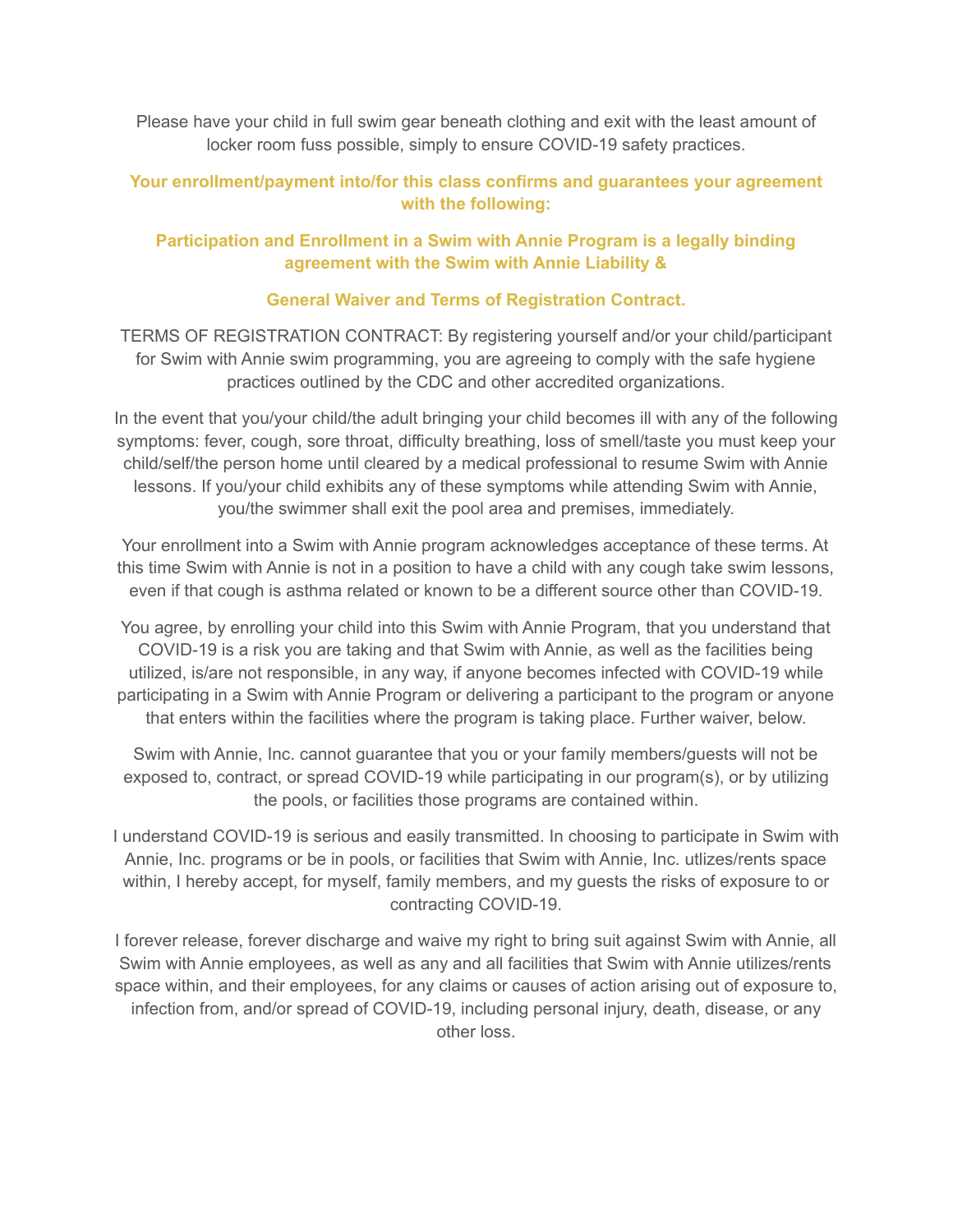Please have your child in full swim gear beneath clothing and exit with the least amount of locker room fuss possible, simply to ensure COVID-19 safety practices.

**Your enrollment/payment into/for this class confirms and guarantees your agreement with the following:**

**Participation and Enrollment in a Swim with Annie Program is a legally binding agreement with the Swim with Annie Liability &**

**General Waiver and Terms of Registration Contract.**

TERMS OF REGISTRATION CONTRACT: By registering yourself and/or your child/participant for Swim with Annie swim programming, you are agreeing to comply with the safe hygiene practices outlined by the CDC and other accredited organizations.

In the event that you/your child/the adult bringing your child becomes ill with any of the following symptoms: fever, cough, sore throat, difficulty breathing, loss of smell/taste you must keep your child/self/the person home until cleared by a medical professional to resume Swim with Annie lessons. If you/your child exhibits any of these symptoms while attending Swim with Annie, you/the swimmer shall exit the pool area and premises, immediately.

Your enrollment into a Swim with Annie program acknowledges acceptance of these terms. At this time Swim with Annie is not in a position to have a child with any cough take swim lessons, even if that cough is asthma related or known to be a different source other than COVID-19.

You agree, by enrolling your child into this Swim with Annie Program, that you understand that COVID-19 is a risk you are taking and that Swim with Annie, as well as the facilities being utilized, is/are not responsible, in any way, if anyone becomes infected with COVID-19 while participating in a Swim with Annie Program or delivering a participant to the program or anyone that enters within the facilities where the program is taking place. Further waiver, below.

Swim with Annie, Inc. cannot guarantee that you or your family members/guests will not be exposed to, contract, or spread COVID-19 while participating in our program(s), or by utilizing the pools, or facilities those programs are contained within.

I understand COVID-19 is serious and easily transmitted. In choosing to participate in Swim with Annie, Inc. programs or be in pools, or facilities that Swim with Annie, Inc. utlizes/rents space within, I hereby accept, for myself, family members, and my guests the risks of exposure to or contracting COVID-19.

I forever release, forever discharge and waive my right to bring suit against Swim with Annie, all Swim with Annie employees, as well as any and all facilities that Swim with Annie utilizes/rents space within, and their employees, for any claims or causes of action arising out of exposure to, infection from, and/or spread of COVID-19, including personal injury, death, disease, or any other loss.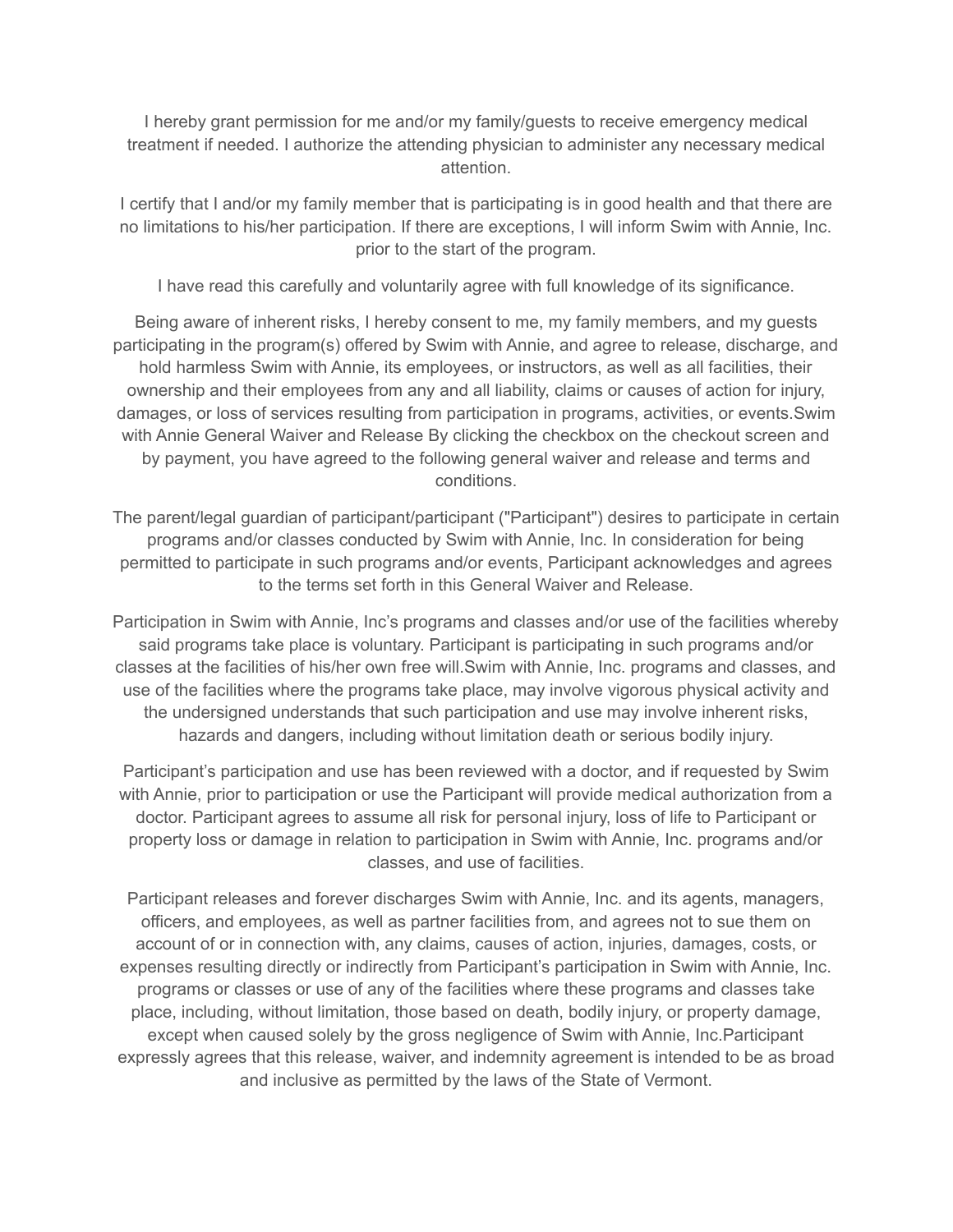I hereby grant permission for me and/or my family/guests to receive emergency medical treatment if needed. I authorize the attending physician to administer any necessary medical attention.

I certify that I and/or my family member that is participating is in good health and that there are no limitations to his/her participation. If there are exceptions, I will inform Swim with Annie, Inc. prior to the start of the program.

I have read this carefully and voluntarily agree with full knowledge of its significance.

Being aware of inherent risks, I hereby consent to me, my family members, and my guests participating in the program(s) offered by Swim with Annie, and agree to release, discharge, and hold harmless Swim with Annie, its employees, or instructors, as well as all facilities, their ownership and their employees from any and all liability, claims or causes of action for injury, damages, or loss of services resulting from participation in programs, activities, or events.Swim with Annie General Waiver and Release By clicking the checkbox on the checkout screen and by payment, you have agreed to the following general waiver and release and terms and conditions.

The parent/legal guardian of participant/participant ("Participant") desires to participate in certain programs and/or classes conducted by Swim with Annie, Inc. In consideration for being permitted to participate in such programs and/or events, Participant acknowledges and agrees to the terms set forth in this General Waiver and Release.

Participation in Swim with Annie, Inc's programs and classes and/or use of the facilities whereby said programs take place is voluntary. Participant is participating in such programs and/or classes at the facilities of his/her own free will.Swim with Annie, Inc. programs and classes, and use of the facilities where the programs take place, may involve vigorous physical activity and the undersigned understands that such participation and use may involve inherent risks, hazards and dangers, including without limitation death or serious bodily injury.

Participant's participation and use has been reviewed with a doctor, and if requested by Swim with Annie, prior to participation or use the Participant will provide medical authorization from a doctor. Participant agrees to assume all risk for personal injury, loss of life to Participant or property loss or damage in relation to participation in Swim with Annie, Inc. programs and/or classes, and use of facilities.

Participant releases and forever discharges Swim with Annie, Inc. and its agents, managers, officers, and employees, as well as partner facilities from, and agrees not to sue them on account of or in connection with, any claims, causes of action, injuries, damages, costs, or expenses resulting directly or indirectly from Participant's participation in Swim with Annie, Inc. programs or classes or use of any of the facilities where these programs and classes take place, including, without limitation, those based on death, bodily injury, or property damage, except when caused solely by the gross negligence of Swim with Annie, Inc.Participant expressly agrees that this release, waiver, and indemnity agreement is intended to be as broad and inclusive as permitted by the laws of the State of Vermont.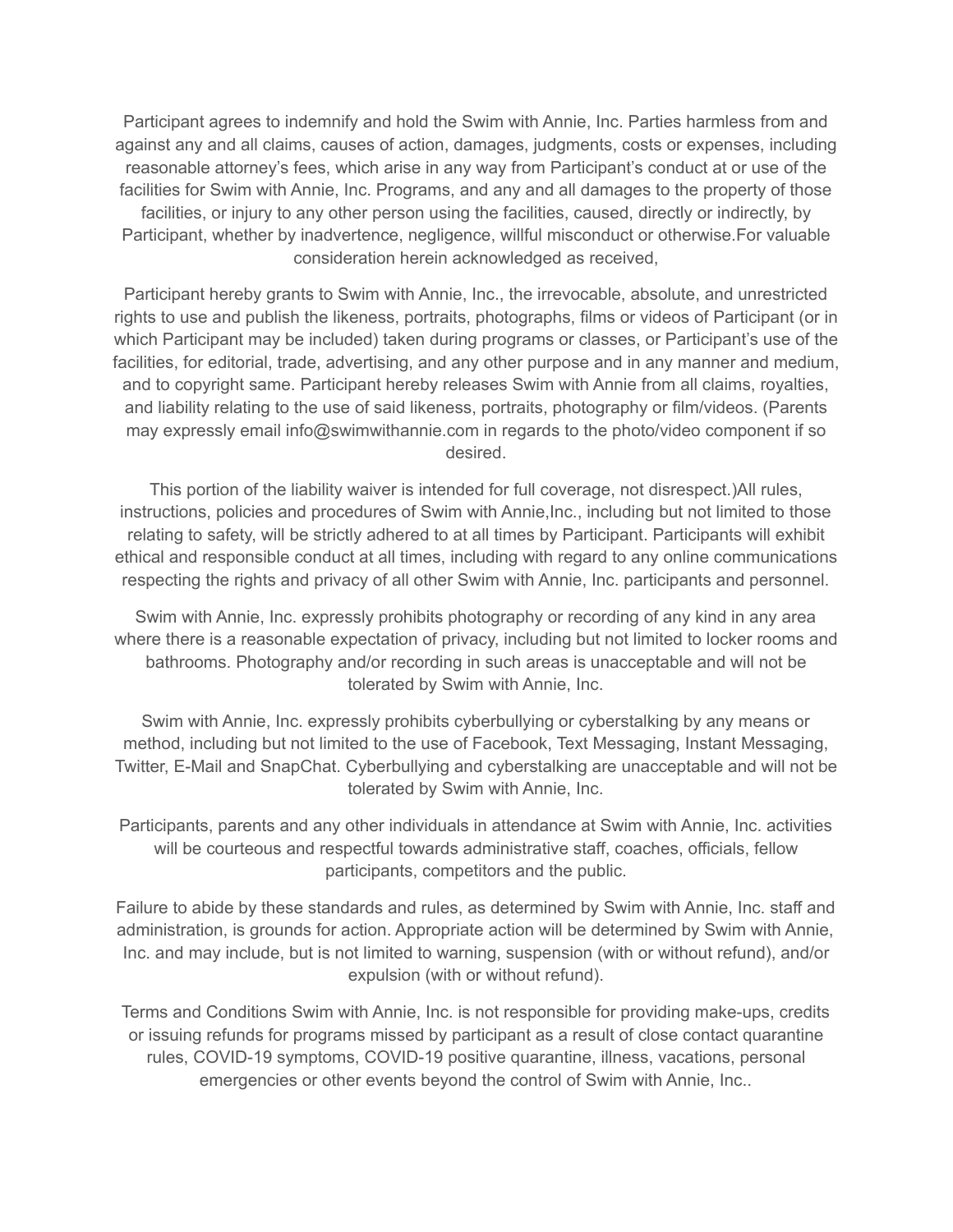Participant agrees to indemnify and hold the Swim with Annie, Inc. Parties harmless from and against any and all claims, causes of action, damages, judgments, costs or expenses, including reasonable attorney's fees, which arise in any way from Participant's conduct at or use of the facilities for Swim with Annie, Inc. Programs, and any and all damages to the property of those facilities, or injury to any other person using the facilities, caused, directly or indirectly, by Participant, whether by inadvertence, negligence, willful misconduct or otherwise.For valuable consideration herein acknowledged as received,

Participant hereby grants to Swim with Annie, Inc., the irrevocable, absolute, and unrestricted rights to use and publish the likeness, portraits, photographs, films or videos of Participant (or in which Participant may be included) taken during programs or classes, or Participant's use of the facilities, for editorial, trade, advertising, and any other purpose and in any manner and medium, and to copyright same. Participant hereby releases Swim with Annie from all claims, royalties, and liability relating to the use of said likeness, portraits, photography or film/videos. (Parents may expressly email info@swimwithannie.com in regards to the photo/video component if so desired.

This portion of the liability waiver is intended for full coverage, not disrespect.)All rules, instructions, policies and procedures of Swim with Annie,Inc., including but not limited to those relating to safety, will be strictly adhered to at all times by Participant. Participants will exhibit ethical and responsible conduct at all times, including with regard to any online communications respecting the rights and privacy of all other Swim with Annie, Inc. participants and personnel.

Swim with Annie, Inc. expressly prohibits photography or recording of any kind in any area where there is a reasonable expectation of privacy, including but not limited to locker rooms and bathrooms. Photography and/or recording in such areas is unacceptable and will not be tolerated by Swim with Annie, Inc.

Swim with Annie, Inc. expressly prohibits cyberbullying or cyberstalking by any means or method, including but not limited to the use of Facebook, Text Messaging, Instant Messaging, Twitter, E-Mail and SnapChat. Cyberbullying and cyberstalking are unacceptable and will not be tolerated by Swim with Annie, Inc.

Participants, parents and any other individuals in attendance at Swim with Annie, Inc. activities will be courteous and respectful towards administrative staff, coaches, officials, fellow participants, competitors and the public.

Failure to abide by these standards and rules, as determined by Swim with Annie, Inc. staff and administration, is grounds for action. Appropriate action will be determined by Swim with Annie, Inc. and may include, but is not limited to warning, suspension (with or without refund), and/or expulsion (with or without refund).

Terms and Conditions Swim with Annie, Inc. is not responsible for providing make-ups, credits or issuing refunds for programs missed by participant as a result of close contact quarantine rules, COVID-19 symptoms, COVID-19 positive quarantine, illness, vacations, personal emergencies or other events beyond the control of Swim with Annie, Inc..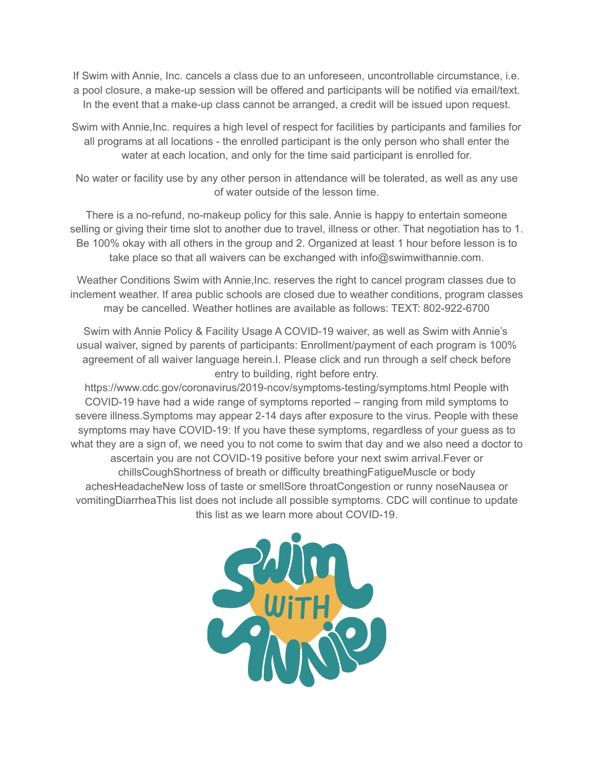If Swim with Annie, Inc. cancels a class due to an unforeseen, uncontrollable circumstance, i.e. a pool closure, a make-up session will be offered and participants will be notified via email/text. In the event that a make-up class cannot be arranged, a credit will be issued upon request.

Swim with Annie,Inc. requires a high level of respect for facilities by participants and families for all programs at all locations - the enrolled participant is the only person who shall enter the water at each location, and only for the time said participant is enrolled for.

No water or facility use by any other person in attendance will be tolerated, as well as any use of water outside of the lesson time.

There is a no-refund, no-makeup policy for this sale. Annie is happy to entertain someone selling or giving their time slot to another due to travel, illness or other. That negotiation has to 1. Be 100% okay with all others in the group and 2. Organized at least 1 hour before lesson is to take place so that all waivers can be exchanged with info@swimwithannie.com.

Weather Conditions Swim with Annie,Inc. reserves the right to cancel program classes due to inclement weather. If area public schools are closed due to weather conditions, program classes may be cancelled. Weather hotlines are available as follows: TEXT: 802-922-6700

Swim with Annie Policy & Facility Usage A COVID-19 waiver, as well as Swim with Annie's usual waiver, signed by parents of participants: Enrollment/payment of each program is 100% agreement of all waiver language herein.I. Please click and run through a self check before entry to building, right before entry. https://www.cdc.gov/coronavirus/2019-ncov/symptoms-testing/symptoms.html People with COVID-19 have had a wide range of symptoms reported – ranging from mild symptoms to severe illness.Symptoms may appear 2-14 days after exposure to the virus. People with these symptoms may have COVID-19: If you have these symptoms, regardless of your guess as to what they are a sign of, we need you to not come to swim that day and we also need a doctor to ascertain you are not COVID-19 positive before your next swim arrival.Fever or chillsCoughShortness of breath or difficulty breathingFatigueMuscle or body achesHeadacheNew loss of taste or smellSore throatCongestion or runny noseNausea or vomitingDiarrheaThis list does not include all possible symptoms. CDC will continue to update this list as we learn more about COVID-19.

Swim WiTH Annie